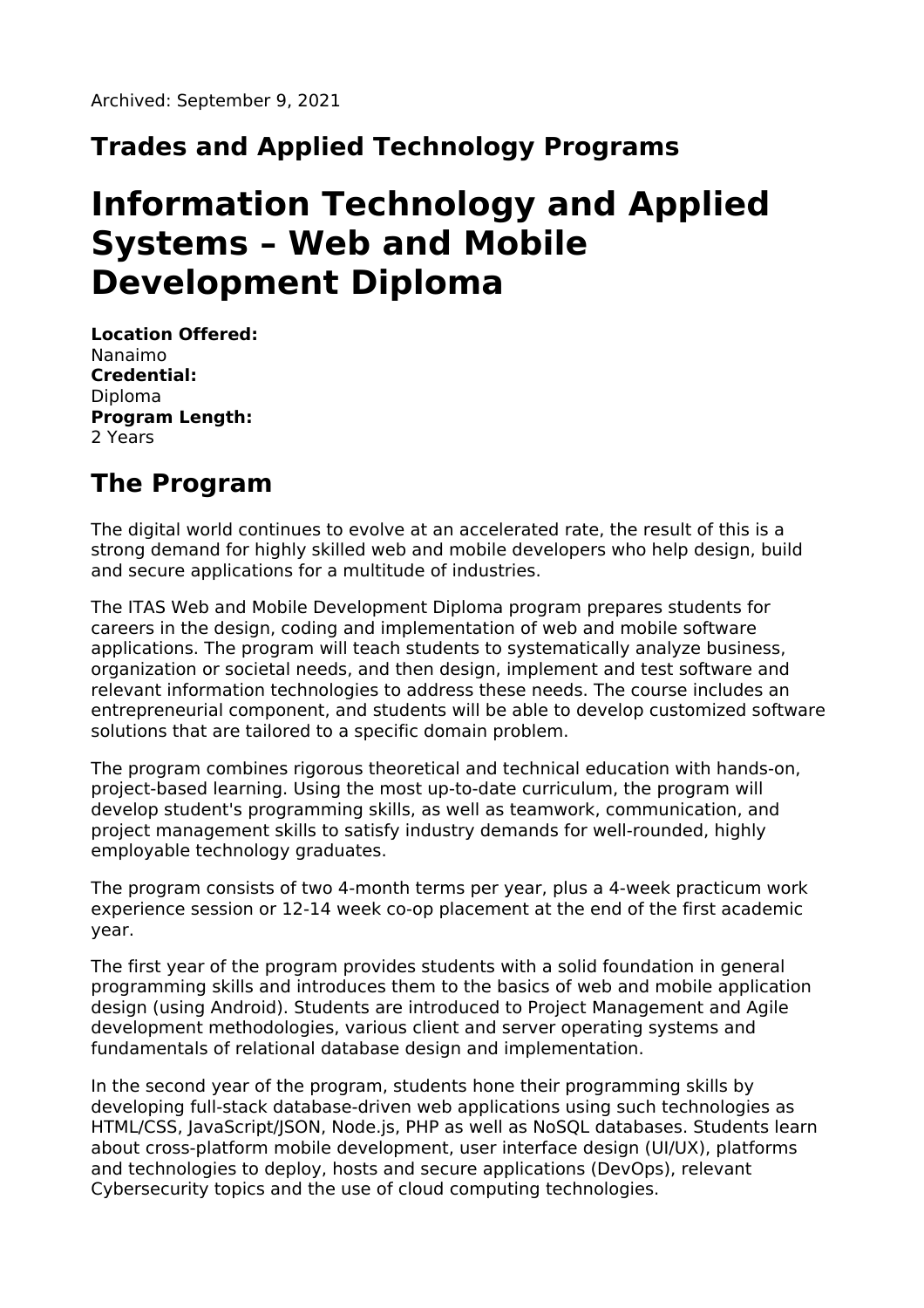Archived: September 9, 2021

## Trades and Applied Technology Programs

# Information Technology and Applied Systems – Web and Mobile Development Diploma

**Location Offered:**
Nanaimo
**Credential:**
Diploma
**Program Length:**
2 Years

## The Program

The digital world continues to evolve at an accelerated rate, the result of this is a strong demand for highly skilled web and mobile developers who help design, build and secure applications for a multitude of industries.

The ITAS Web and Mobile Development Diploma program prepares students for careers in the design, coding and implementation of web and mobile software applications. The program will teach students to systematically analyze business, organization or societal needs, and then design, implement and test software and relevant information technologies to address these needs. The course includes an entrepreneurial component, and students will be able to develop customized software solutions that are tailored to a specific domain problem.

The program combines rigorous theoretical and technical education with hands-on, project-based learning. Using the most up-to-date curriculum, the program will develop student's programming skills, as well as teamwork, communication, and project management skills to satisfy industry demands for well-rounded, highly employable technology graduates.

The program consists of two 4-month terms per year, plus a 4-week practicum work experience session or 12-14 week co-op placement at the end of the first academic year.

The first year of the program provides students with a solid foundation in general programming skills and introduces them to the basics of web and mobile application design (using Android). Students are introduced to Project Management and Agile development methodologies, various client and server operating systems and fundamentals of relational database design and implementation.

In the second year of the program, students hone their programming skills by developing full-stack database-driven web applications using such technologies as HTML/CSS, JavaScript/JSON, Node.js, PHP as well as NoSQL databases. Students learn about cross-platform mobile development, user interface design (UI/UX), platforms and technologies to deploy, hosts and secure applications (DevOps), relevant Cybersecurity topics and the use of cloud computing technologies.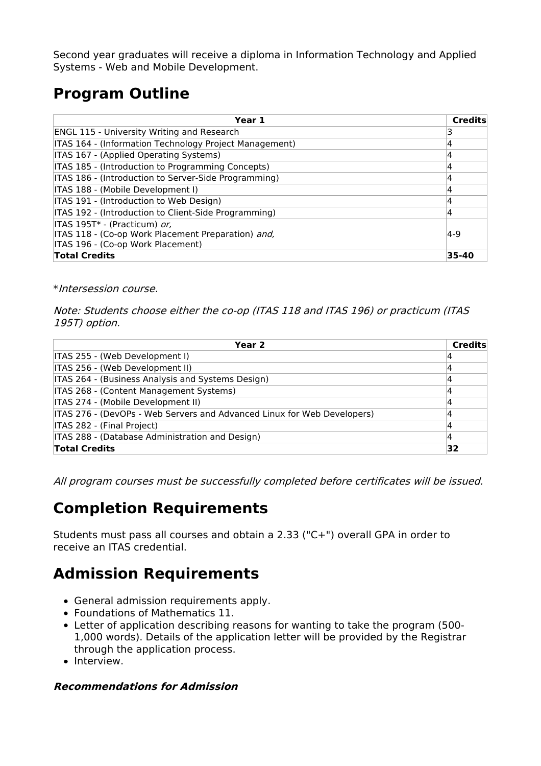Second year graduates will receive a diploma in Information Technology and Applied Systems - Web and Mobile Development.

## Program Outline

| Year 1 | Credits |
|---|---|
| ENGL 115 - University Writing and Research | 3 |
| ITAS 164 - (Information Technology Project Management) | 4 |
| ITAS 167 - (Applied Operating Systems) | 4 |
| ITAS 185 - (Introduction to Programming Concepts) | 4 |
| ITAS 186 - (Introduction to Server-Side Programming) | 4 |
| ITAS 188 - (Mobile Development I) | 4 |
| ITAS 191 - (Introduction to Web Design) | 4 |
| ITAS 192 - (Introduction to Client-Side Programming) | 4 |
| ITAS 195T* - (Practicum) *or,*<br>ITAS 118 - (Co-op Work Placement Preparation) *and,*<br>ITAS 196 - (Co-op Work Placement) | 4-9 |
| **Total Credits** | **35-40** |

**Intersession course.*

*Note: Students choose either the co-op (ITAS 118 and ITAS 196) or practicum (ITAS 195T) option.*

| Year 2 | Credits |
|---|---|
| ITAS 255 - (Web Development I) | 4 |
| ITAS 256 - (Web Development II) | 4 |
| ITAS 264 - (Business Analysis and Systems Design) | 4 |
| ITAS 268 - (Content Management Systems) | 4 |
| ITAS 274 - (Mobile Development II) | 4 |
| ITAS 276 - (DevOPs - Web Servers and Advanced Linux for Web Developers) | 4 |
| ITAS 282 - (Final Project) | 4 |
| ITAS 288 - (Database Administration and Design) | 4 |
| **Total Credits** | **32** |

*All program courses must be successfully completed before certificates will be issued.*

## Completion Requirements

Students must pass all courses and obtain a 2.33 ("C+") overall GPA in order to receive an ITAS credential.

## Admission Requirements

- General admission requirements apply.
- Foundations of Mathematics 11.
- Letter of application describing reasons for wanting to take the program (500-1,000 words). Details of the application letter will be provided by the Registrar through the application process.
- Interview.

#### ***Recommendations for Admission***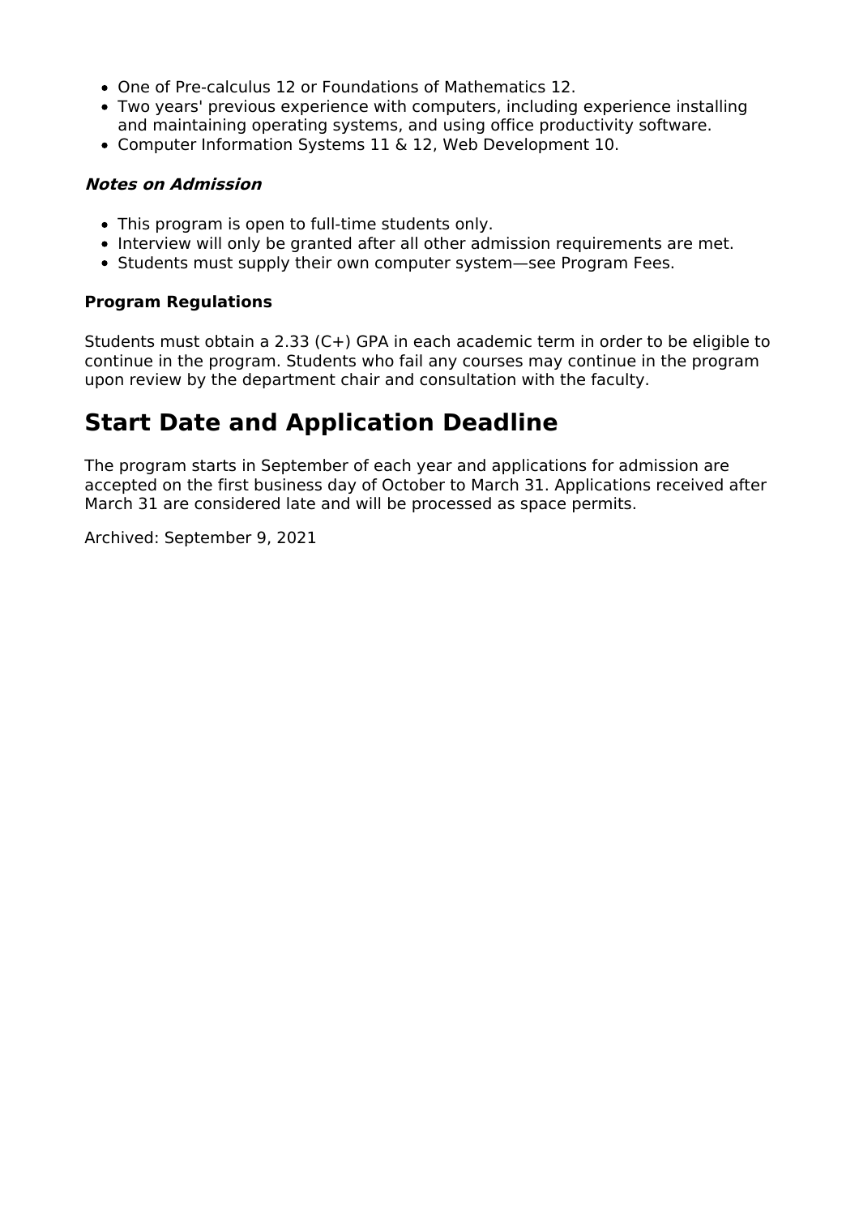- One of Pre-calculus 12 or Foundations of Mathematics 12.
- Two years' previous experience with computers, including experience installing and maintaining operating systems, and using office productivity software.
- Computer Information Systems 11 & 12, Web Development 10.

### ***Notes on Admission***

- This program is open to full-time students only.
- Interview will only be granted after all other admission requirements are met.
- Students must supply their own computer system—see Program Fees.

### **Program Regulations**

Students must obtain a 2.33 (C+) GPA in each academic term in order to be eligible to continue in the program. Students who fail any courses may continue in the program upon review by the department chair and consultation with the faculty.

## Start Date and Application Deadline

The program starts in September of each year and applications for admission are accepted on the first business day of October to March 31. Applications received after March 31 are considered late and will be processed as space permits.

Archived: September 9, 2021